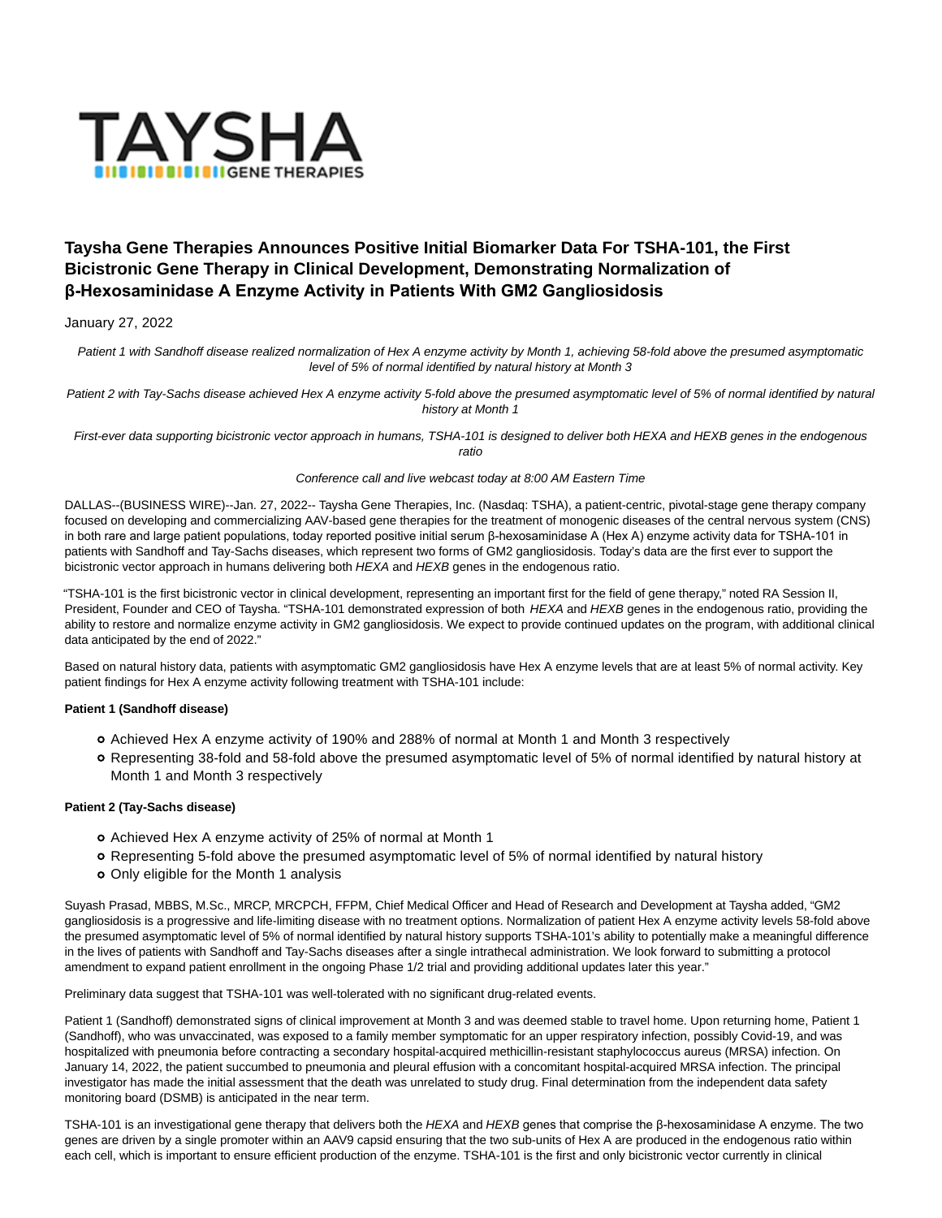TAYSHA GENE THERAPIES

# Taysha Gene Therapies Announces Positive Initial Biomarker Data For TSHA-101, the First Bicistronic Gene Therapy in Clinical Development, Demonstrating Normalization of β-Hexosaminidase A Enzyme Activity in Patients With GM2 Gangliosidosis

January 27, 2022

*Patient 1 with Sandhoff disease realized normalization of Hex A enzyme activity by Month 1, achieving 58-fold above the presumed asymptomatic level of 5% of normal identified by natural history at Month 3*

*Patient 2 with Tay-Sachs disease achieved Hex A enzyme activity 5-fold above the presumed asymptomatic level of 5% of normal identified by natural history at Month 1*

*First-ever data supporting bicistronic vector approach in humans, TSHA-101 is designed to deliver both HEXA and HEXB genes in the endogenous ratio*

*Conference call and live webcast today at 8:00 AM Eastern Time*

DALLAS--(BUSINESS WIRE)--Jan. 27, 2022-- Taysha Gene Therapies, Inc. (Nasdaq: TSHA), a patient-centric, pivotal-stage gene therapy company focused on developing and commercializing AAV-based gene therapies for the treatment of monogenic diseases of the central nervous system (CNS) in both rare and large patient populations, today reported positive initial serum β-hexosaminidase A (Hex A) enzyme activity data for TSHA-101 in patients with Sandhoff and Tay-Sachs diseases, which represent two forms of GM2 gangliosidosis. Today's data are the first ever to support the bicistronic vector approach in humans delivering both *HEXA* and *HEXB* genes in the endogenous ratio.

"TSHA-101 is the first bicistronic vector in clinical development, representing an important first for the field of gene therapy," noted RA Session II, President, Founder and CEO of Taysha. "TSHA-101 demonstrated expression of both *HEXA* and *HEXB* genes in the endogenous ratio, providing the ability to restore and normalize enzyme activity in GM2 gangliosidosis. We expect to provide continued updates on the program, with additional clinical data anticipated by the end of 2022."

Based on natural history data, patients with asymptomatic GM2 gangliosidosis have Hex A enzyme levels that are at least 5% of normal activity. Key patient findings for Hex A enzyme activity following treatment with TSHA-101 include:

**Patient 1 (Sandhoff disease)**

- Achieved Hex A enzyme activity of 190% and 288% of normal at Month 1 and Month 3 respectively
- Representing 38-fold and 58-fold above the presumed asymptomatic level of 5% of normal identified by natural history at Month 1 and Month 3 respectively

**Patient 2 (Tay-Sachs disease)**

- Achieved Hex A enzyme activity of 25% of normal at Month 1
- Representing 5-fold above the presumed asymptomatic level of 5% of normal identified by natural history
- Only eligible for the Month 1 analysis

Suyash Prasad, MBBS, M.Sc., MRCP, MRCPCH, FFPM, Chief Medical Officer and Head of Research and Development at Taysha added, "GM2 gangliosidosis is a progressive and life-limiting disease with no treatment options. Normalization of patient Hex A enzyme activity levels 58-fold above the presumed asymptomatic level of 5% of normal identified by natural history supports TSHA-101's ability to potentially make a meaningful difference in the lives of patients with Sandhoff and Tay-Sachs diseases after a single intrathecal administration. We look forward to submitting a protocol amendment to expand patient enrollment in the ongoing Phase 1/2 trial and providing additional updates later this year."

Preliminary data suggest that TSHA-101 was well-tolerated with no significant drug-related events.

Patient 1 (Sandhoff) demonstrated signs of clinical improvement at Month 3 and was deemed stable to travel home. Upon returning home, Patient 1 (Sandhoff), who was unvaccinated, was exposed to a family member symptomatic for an upper respiratory infection, possibly Covid-19, and was hospitalized with pneumonia before contracting a secondary hospital-acquired methicillin-resistant staphylococcus aureus (MRSA) infection. On January 14, 2022, the patient succumbed to pneumonia and pleural effusion with a concomitant hospital-acquired MRSA infection. The principal investigator has made the initial assessment that the death was unrelated to study drug. Final determination from the independent data safety monitoring board (DSMB) is anticipated in the near term.

TSHA-101 is an investigational gene therapy that delivers both the *HEXA* and *HEXB* genes that comprise the β-hexosaminidase A enzyme. The two genes are driven by a single promoter within an AAV9 capsid ensuring that the two sub-units of Hex A are produced in the endogenous ratio within each cell, which is important to ensure efficient production of the enzyme. TSHA-101 is the first and only bicistronic vector currently in clinical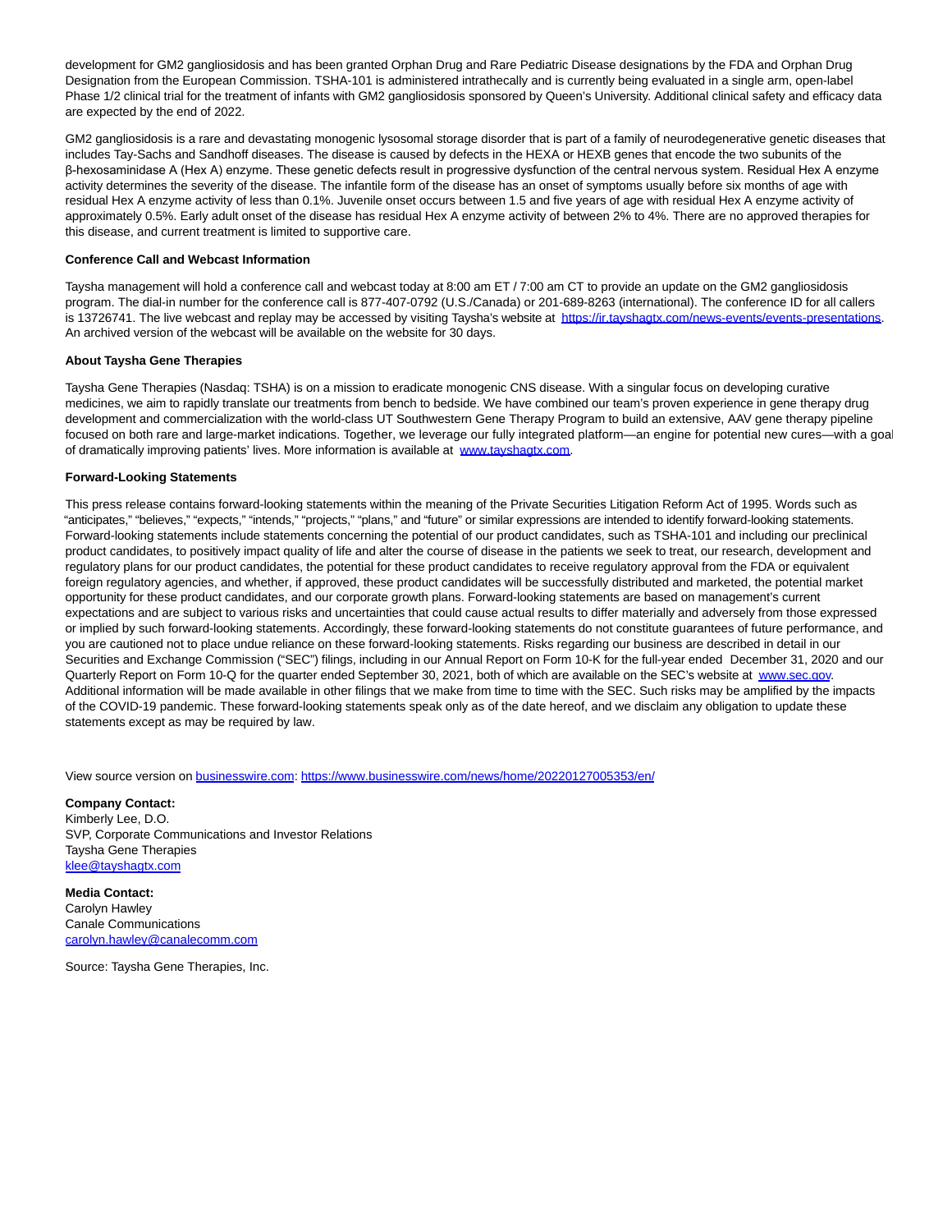development for GM2 gangliosidosis and has been granted Orphan Drug and Rare Pediatric Disease designations by the FDA and Orphan Drug Designation from the European Commission. TSHA-101 is administered intrathecally and is currently being evaluated in a single arm, open-label Phase 1/2 clinical trial for the treatment of infants with GM2 gangliosidosis sponsored by Queen's University. Additional clinical safety and efficacy data are expected by the end of 2022.

GM2 gangliosidosis is a rare and devastating monogenic lysosomal storage disorder that is part of a family of neurodegenerative genetic diseases that includes Tay-Sachs and Sandhoff diseases. The disease is caused by defects in the HEXA or HEXB genes that encode the two subunits of the β-hexosaminidase A (Hex A) enzyme. These genetic defects result in progressive dysfunction of the central nervous system. Residual Hex A enzyme activity determines the severity of the disease. The infantile form of the disease has an onset of symptoms usually before six months of age with residual Hex A enzyme activity of less than 0.1%. Juvenile onset occurs between 1.5 and five years of age with residual Hex A enzyme activity of approximately 0.5%. Early adult onset of the disease has residual Hex A enzyme activity of between 2% to 4%. There are no approved therapies for this disease, and current treatment is limited to supportive care.

**Conference Call and Webcast Information**

Taysha management will hold a conference call and webcast today at 8:00 am ET / 7:00 am CT to provide an update on the GM2 gangliosidosis program. The dial-in number for the conference call is 877-407-0792 (U.S./Canada) or 201-689-8263 (international). The conference ID for all callers is 13726741. The live webcast and replay may be accessed by visiting Taysha's website at [https://ir.tayshagtx.com/news-events/events-presentations](https://ir.tayshagtx.com/news-events/events-presentations). An archived version of the webcast will be available on the website for 30 days.

**About Taysha Gene Therapies**

Taysha Gene Therapies (Nasdaq: TSHA) is on a mission to eradicate monogenic CNS disease. With a singular focus on developing curative medicines, we aim to rapidly translate our treatments from bench to bedside. We have combined our team's proven experience in gene therapy drug development and commercialization with the world-class UT Southwestern Gene Therapy Program to build an extensive, AAV gene therapy pipeline focused on both rare and large-market indications. Together, we leverage our fully integrated platform—an engine for potential new cures—with a goal of dramatically improving patients' lives. More information is available at [www.tayshagtx.com](http://www.tayshagtx.com).

**Forward-Looking Statements**

This press release contains forward-looking statements within the meaning of the Private Securities Litigation Reform Act of 1995. Words such as "anticipates," "believes," "expects," "intends," "projects," "plans," and "future" or similar expressions are intended to identify forward-looking statements. Forward-looking statements include statements concerning the potential of our product candidates, such as TSHA-101 and including our preclinical product candidates, to positively impact quality of life and alter the course of disease in the patients we seek to treat, our research, development and regulatory plans for our product candidates, the potential for these product candidates to receive regulatory approval from the FDA or equivalent foreign regulatory agencies, and whether, if approved, these product candidates will be successfully distributed and marketed, the potential market opportunity for these product candidates, and our corporate growth plans. Forward-looking statements are based on management's current expectations and are subject to various risks and uncertainties that could cause actual results to differ materially and adversely from those expressed or implied by such forward-looking statements. Accordingly, these forward-looking statements do not constitute guarantees of future performance, and you are cautioned not to place undue reliance on these forward-looking statements. Risks regarding our business are described in detail in our Securities and Exchange Commission ("SEC") filings, including in our Annual Report on Form 10-K for the full-year ended December 31, 2020 and our Quarterly Report on Form 10-Q for the quarter ended September 30, 2021, both of which are available on the SEC's website at [www.sec.gov](http://www.sec.gov). Additional information will be made available in other filings that we make from time to time with the SEC. Such risks may be amplified by the impacts of the COVID-19 pandemic. These forward-looking statements speak only as of the date hereof, and we disclaim any obligation to update these statements except as may be required by law.

View source version on [businesswire.com](http://businesswire.com): [https://www.businesswire.com/news/home/20220127005353/en/](https://www.businesswire.com/news/home/20220127005353/en/)

**Company Contact:**
Kimberly Lee, D.O.
SVP, Corporate Communications and Investor Relations
Taysha Gene Therapies
[klee@tayshagtx.com](mailto:klee@tayshagtx.com)

**Media Contact:**
Carolyn Hawley
Canale Communications
[carolyn.hawley@canalecomm.com](mailto:carolyn.hawley@canalecomm.com)

Source: Taysha Gene Therapies, Inc.